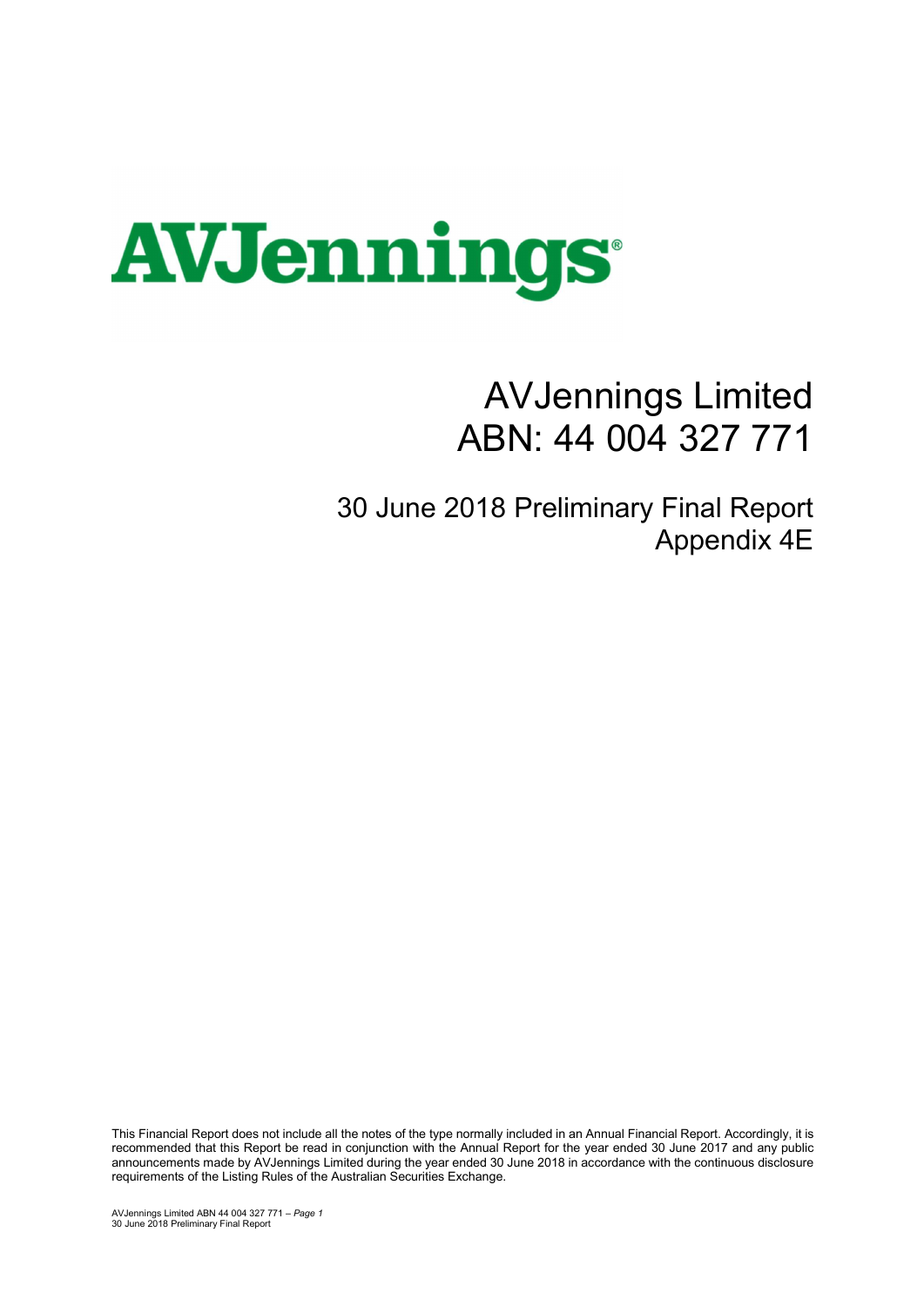AVJennings

# AVJennings Limited
# ABN: 44 004 327 771

## 30 June 2018 Preliminary Final Report
## Appendix 4E

This Financial Report does not include all the notes of the type normally included in an Annual Financial Report. Accordingly, it is recommended that this Report be read in conjunction with the Annual Report for the year ended 30 June 2017 and any public announcements made by AVJennings Limited during the year ended 30 June 2018 in accordance with the continuous disclosure requirements of the Listing Rules of the Australian Securities Exchange.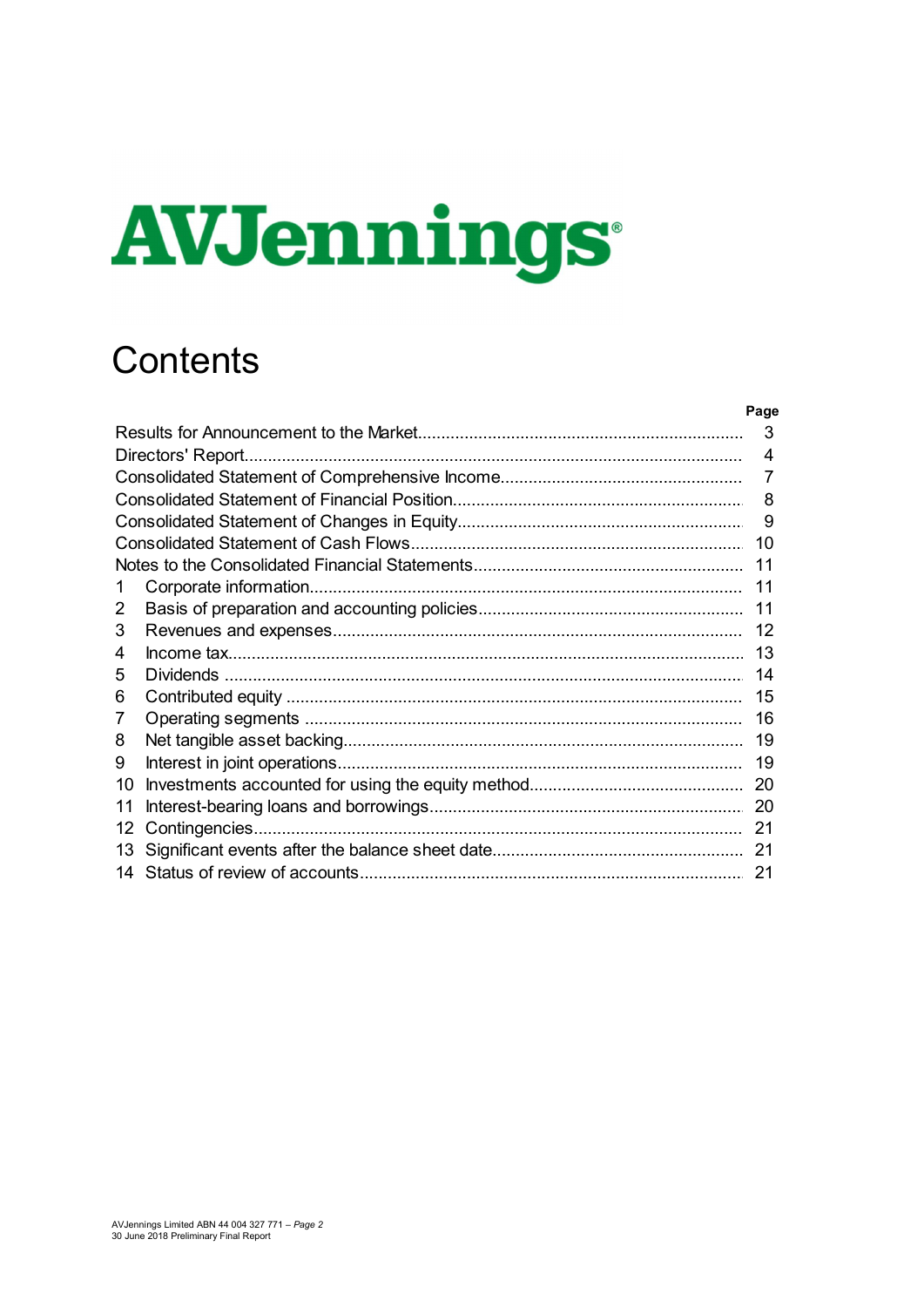AVJennings

# Contents

| | | Page |
|---|---|---|
| Results for Announcement to the Market | | 3 |
| Directors' Report | | 4 |
| Consolidated Statement of Comprehensive Income | | 7 |
| Consolidated Statement of Financial Position | | 8 |
| Consolidated Statement of Changes in Equity | | 9 |
| Consolidated Statement of Cash Flows | | 10 |
| Notes to the Consolidated Financial Statements | | 11 |
| 1 | Corporate information | 11 |
| 2 | Basis of preparation and accounting policies | 11 |
| 3 | Revenues and expenses | 12 |
| 4 | Income tax | 13 |
| 5 | Dividends | 14 |
| 6 | Contributed equity | 15 |
| 7 | Operating segments | 16 |
| 8 | Net tangible asset backing | 19 |
| 9 | Interest in joint operations | 19 |
| 10 | Investments accounted for using the equity method | 20 |
| 11 | Interest-bearing loans and borrowings | 20 |
| 12 | Contingencies | 21 |
| 13 | Significant events after the balance sheet date | 21 |
| 14 | Status of review of accounts | 21 |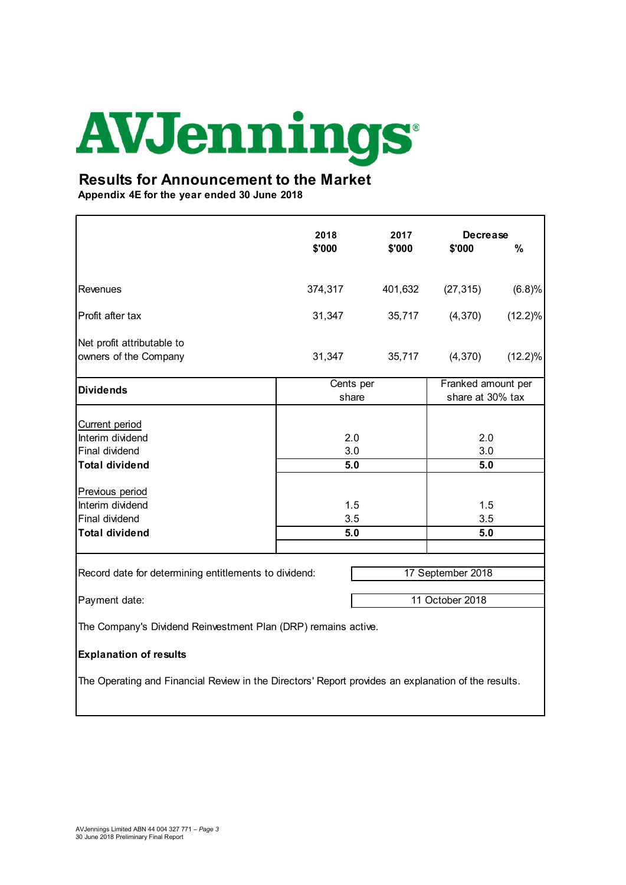# AVJennings®

## Results for Announcement to the Market

**Appendix 4E for the year ended 30 June 2018**

| | 2018 $'000 | 2017 $'000 | Decrease $'000 | % |
|---|---|---|---|---|
| Revenues | 374,317 | 401,632 | (27,315) | (6.8)% |
| Profit after tax | 31,347 | 35,717 | (4,370) | (12.2)% |
| Net profit attributable to owners of the Company | 31,347 | 35,717 | (4,370) | (12.2)% |

| **Dividends** | Cents per share | Franked amount per share at 30% tax |
|---|---|---|
| Current period | | |
| Interim dividend | 2.0 | 2.0 |
| Final dividend | 3.0 | 3.0 |
| **Total dividend** | **5.0** | **5.0** |
| Previous period | | |
| Interim dividend | 1.5 | 1.5 |
| Final dividend | 3.5 | 3.5 |
| **Total dividend** | **5.0** | **5.0** |

Record date for determining entitlements to dividend: 17 September 2018

Payment date: 11 October 2018

The Company's Dividend Reinvestment Plan (DRP) remains active.

**Explanation of results**

The Operating and Financial Review in the Directors' Report provides an explanation of the results.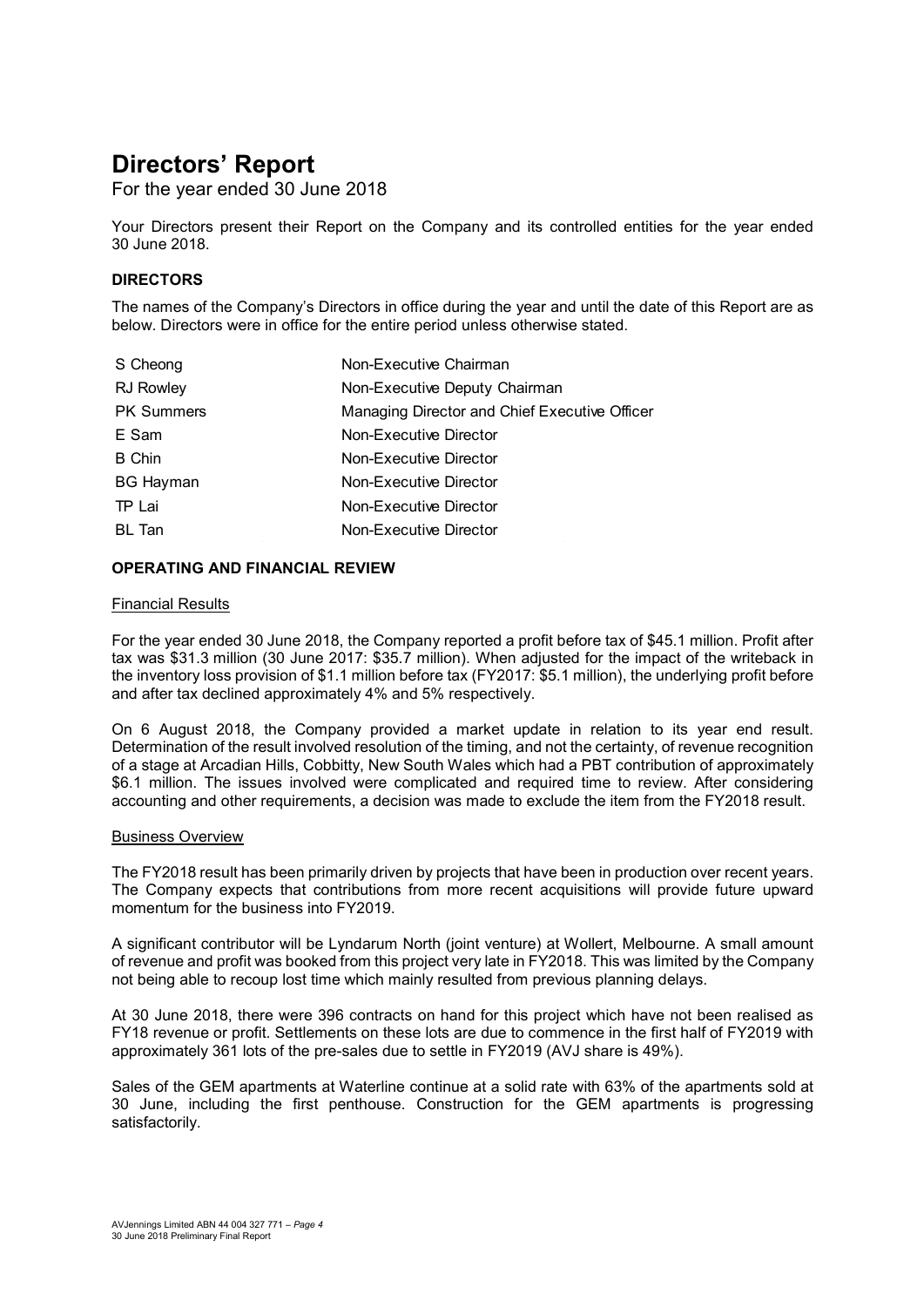# Directors' Report

For the year ended 30 June 2018

Your Directors present their Report on the Company and its controlled entities for the year ended 30 June 2018.

## DIRECTORS

The names of the Company's Directors in office during the year and until the date of this Report are as below. Directors were in office for the entire period unless otherwise stated.

| | |
|---|---|
| S Cheong | Non-Executive Chairman |
| RJ Rowley | Non-Executive Deputy Chairman |
| PK Summers | Managing Director and Chief Executive Officer |
| E Sam | Non-Executive Director |
| B Chin | Non-Executive Director |
| BG Hayman | Non-Executive Director |
| TP Lai | Non-Executive Director |
| BL Tan | Non-Executive Director |

## OPERATING AND FINANCIAL REVIEW

### Financial Results

For the year ended 30 June 2018, the Company reported a profit before tax of $45.1 million. Profit after tax was $31.3 million (30 June 2017: $35.7 million). When adjusted for the impact of the writeback in the inventory loss provision of $1.1 million before tax (FY2017: $5.1 million), the underlying profit before and after tax declined approximately 4% and 5% respectively.

On 6 August 2018, the Company provided a market update in relation to its year end result. Determination of the result involved resolution of the timing, and not the certainty, of revenue recognition of a stage at Arcadian Hills, Cobbitty, New South Wales which had a PBT contribution of approximately $6.1 million. The issues involved were complicated and required time to review. After considering accounting and other requirements, a decision was made to exclude the item from the FY2018 result.

### Business Overview

The FY2018 result has been primarily driven by projects that have been in production over recent years. The Company expects that contributions from more recent acquisitions will provide future upward momentum for the business into FY2019.

A significant contributor will be Lyndarum North (joint venture) at Wollert, Melbourne. A small amount of revenue and profit was booked from this project very late in FY2018. This was limited by the Company not being able to recoup lost time which mainly resulted from previous planning delays.

At 30 June 2018, there were 396 contracts on hand for this project which have not been realised as FY18 revenue or profit. Settlements on these lots are due to commence in the first half of FY2019 with approximately 361 lots of the pre-sales due to settle in FY2019 (AVJ share is 49%).

Sales of the GEM apartments at Waterline continue at a solid rate with 63% of the apartments sold at 30 June, including the first penthouse. Construction for the GEM apartments is progressing satisfactorily.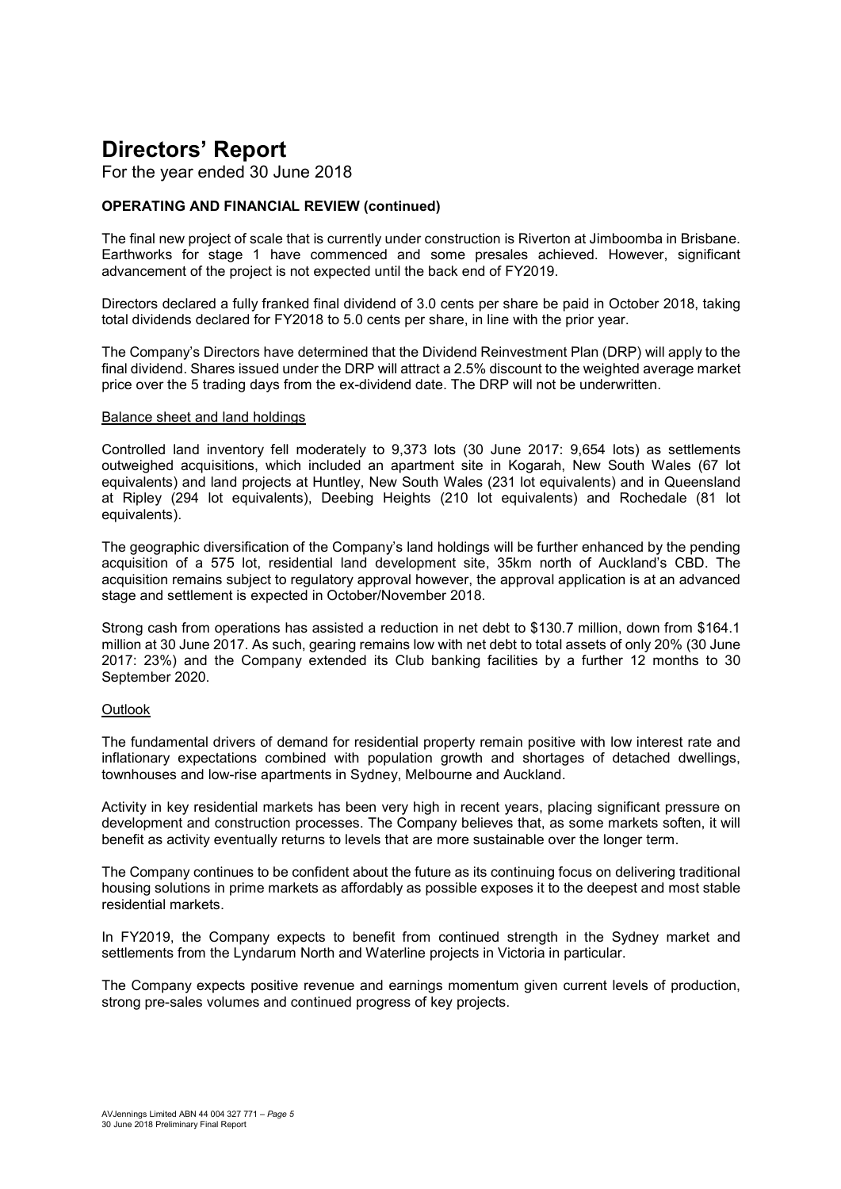# Directors' Report

For the year ended 30 June 2018

### OPERATING AND FINANCIAL REVIEW (continued)

The final new project of scale that is currently under construction is Riverton at Jimboomba in Brisbane. Earthworks for stage 1 have commenced and some presales achieved. However, significant advancement of the project is not expected until the back end of FY2019.

Directors declared a fully franked final dividend of 3.0 cents per share be paid in October 2018, taking total dividends declared for FY2018 to 5.0 cents per share, in line with the prior year.

The Company's Directors have determined that the Dividend Reinvestment Plan (DRP) will apply to the final dividend. Shares issued under the DRP will attract a 2.5% discount to the weighted average market price over the 5 trading days from the ex-dividend date. The DRP will not be underwritten.

#### Balance sheet and land holdings

Controlled land inventory fell moderately to 9,373 lots (30 June 2017: 9,654 lots) as settlements outweighed acquisitions, which included an apartment site in Kogarah, New South Wales (67 lot equivalents) and land projects at Huntley, New South Wales (231 lot equivalents) and in Queensland at Ripley (294 lot equivalents), Deebing Heights (210 lot equivalents) and Rochedale (81 lot equivalents).

The geographic diversification of the Company's land holdings will be further enhanced by the pending acquisition of a 575 lot, residential land development site, 35km north of Auckland's CBD. The acquisition remains subject to regulatory approval however, the approval application is at an advanced stage and settlement is expected in October/November 2018.

Strong cash from operations has assisted a reduction in net debt to $130.7 million, down from $164.1 million at 30 June 2017. As such, gearing remains low with net debt to total assets of only 20% (30 June 2017: 23%) and the Company extended its Club banking facilities by a further 12 months to 30 September 2020.

#### Outlook

The fundamental drivers of demand for residential property remain positive with low interest rate and inflationary expectations combined with population growth and shortages of detached dwellings, townhouses and low-rise apartments in Sydney, Melbourne and Auckland.

Activity in key residential markets has been very high in recent years, placing significant pressure on development and construction processes. The Company believes that, as some markets soften, it will benefit as activity eventually returns to levels that are more sustainable over the longer term.

The Company continues to be confident about the future as its continuing focus on delivering traditional housing solutions in prime markets as affordably as possible exposes it to the deepest and most stable residential markets.

In FY2019, the Company expects to benefit from continued strength in the Sydney market and settlements from the Lyndarum North and Waterline projects in Victoria in particular.

The Company expects positive revenue and earnings momentum given current levels of production, strong pre-sales volumes and continued progress of key projects.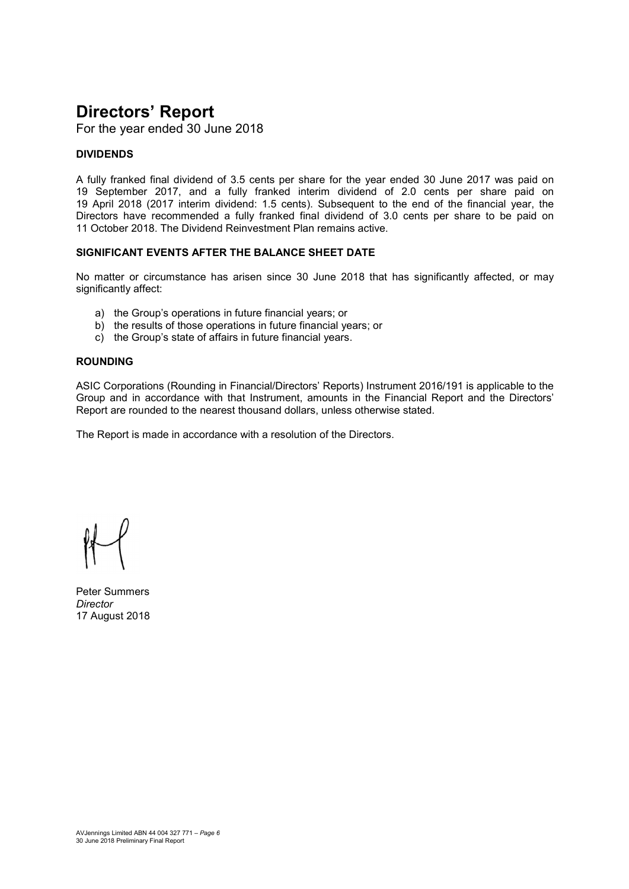# Directors' Report

For the year ended 30 June 2018

### DIVIDENDS

A fully franked final dividend of 3.5 cents per share for the year ended 30 June 2017 was paid on 19 September 2017, and a fully franked interim dividend of 2.0 cents per share paid on 19 April 2018 (2017 interim dividend: 1.5 cents). Subsequent to the end of the financial year, the Directors have recommended a fully franked final dividend of 3.0 cents per share to be paid on 11 October 2018. The Dividend Reinvestment Plan remains active.

### SIGNIFICANT EVENTS AFTER THE BALANCE SHEET DATE

No matter or circumstance has arisen since 30 June 2018 that has significantly affected, or may significantly affect:

a) the Group's operations in future financial years; or
b) the results of those operations in future financial years; or
c) the Group's state of affairs in future financial years.

### ROUNDING

ASIC Corporations (Rounding in Financial/Directors' Reports) Instrument 2016/191 is applicable to the Group and in accordance with that Instrument, amounts in the Financial Report and the Directors' Report are rounded to the nearest thousand dollars, unless otherwise stated.

The Report is made in accordance with a resolution of the Directors.

Peter Summers
*Director*
17 August 2018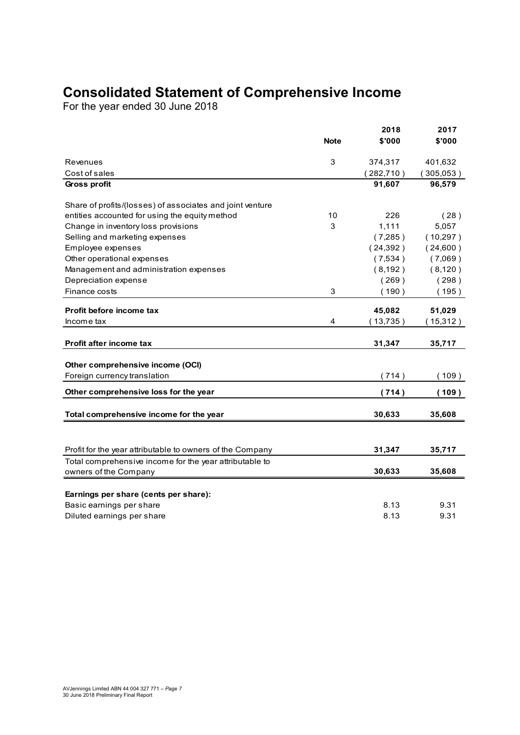# Consolidated Statement of Comprehensive Income

For the year ended 30 June 2018

| | Note | 2018<br>$'000 | 2017<br>$'000 |
|---|---|---|---|
| Revenues | 3 | 374,317 | 401,632 |
| Cost of sales | | ( 282,710 ) | ( 305,053 ) |
| **Gross profit** | | **91,607** | **96,579** |
| Share of profits/(losses) of associates and joint venture entities accounted for using the equity method | 10 | 226 | ( 28 ) |
| Change in inventory loss provisions | 3 | 1,111 | 5,057 |
| Selling and marketing expenses | | ( 7,285 ) | ( 10,297 ) |
| Employee expenses | | ( 24,392 ) | ( 24,600 ) |
| Other operational expenses | | ( 7,534 ) | ( 7,069 ) |
| Management and administration expenses | | ( 8,192 ) | ( 8,120 ) |
| Depreciation expense | | ( 269 ) | ( 298 ) |
| Finance costs | 3 | ( 190 ) | ( 195 ) |
| **Profit before income tax** | | **45,082** | **51,029** |
| Income tax | 4 | ( 13,735 ) | ( 15,312 ) |
| **Profit after income tax** | | **31,347** | **35,717** |
| **Other comprehensive income (OCI)** | | | |
| Foreign currency translation | | ( 714 ) | ( 109 ) |
| **Other comprehensive loss for the year** | | **( 714 )** | **( 109 )** |
| **Total comprehensive income for the year** | | **30,633** | **35,608** |
| Profit for the year attributable to owners of the Company | | **31,347** | **35,717** |
| Total comprehensive income for the year attributable to owners of the Company | | **30,633** | **35,608** |
| **Earnings per share (cents per share):** | | | |
| Basic earnings per share | | 8.13 | 9.31 |
| Diluted earnings per share | | 8.13 | 9.31 |

AVJennings Limited ABN 44 004 327 771 – *Page 7*
30 June 2018 Preliminary Final Report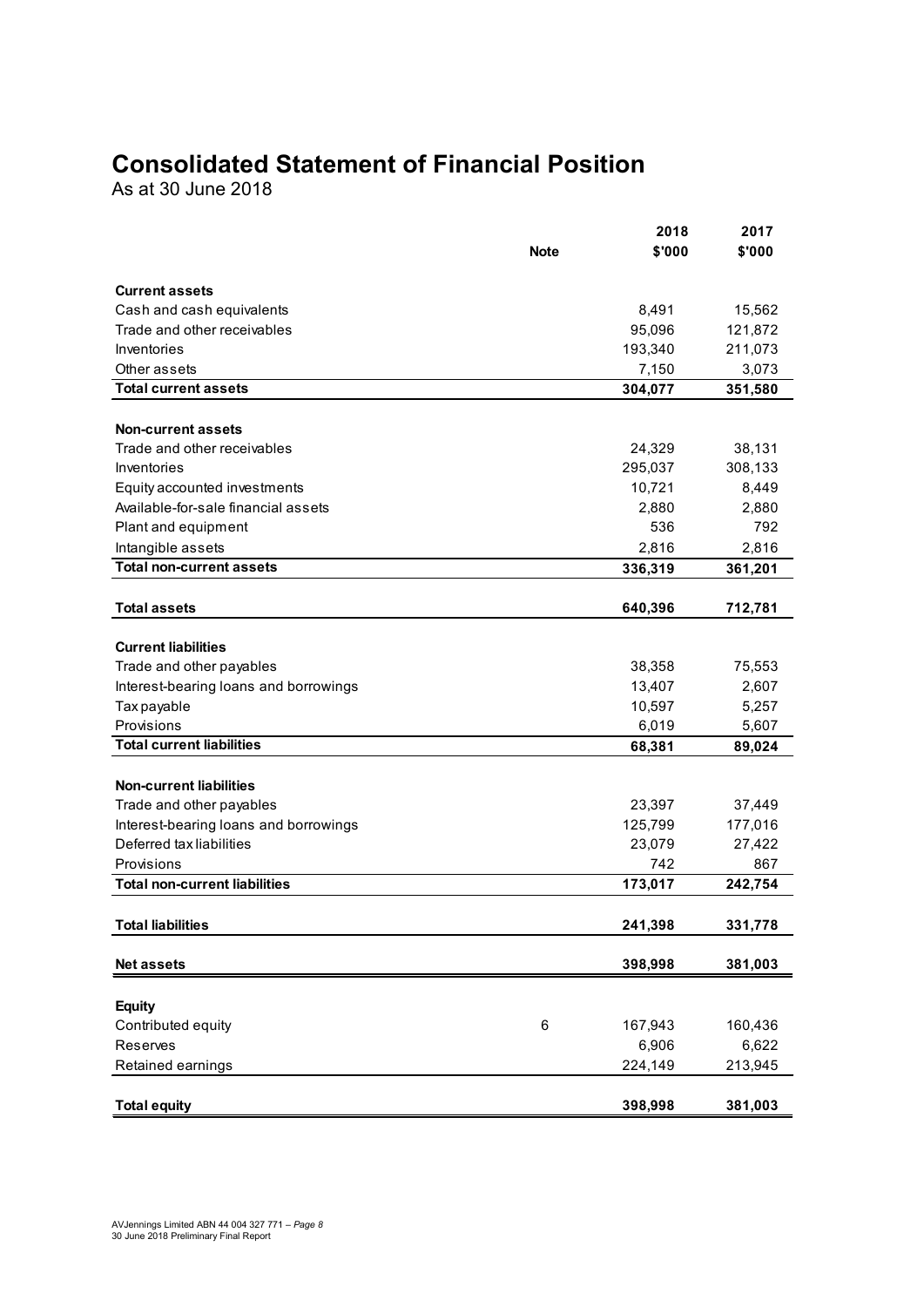# Consolidated Statement of Financial Position

As at 30 June 2018

| | Note | 2018 $'000 | 2017 $'000 |
|---|---|---|---|
| **Current assets** | | | |
| Cash and cash equivalents | | 8,491 | 15,562 |
| Trade and other receivables | | 95,096 | 121,872 |
| Inventories | | 193,340 | 211,073 |
| Other assets | | 7,150 | 3,073 |
| **Total current assets** | | **304,077** | **351,580** |
| | | | |
| **Non-current assets** | | | |
| Trade and other receivables | | 24,329 | 38,131 |
| Inventories | | 295,037 | 308,133 |
| Equity accounted investments | | 10,721 | 8,449 |
| Available-for-sale financial assets | | 2,880 | 2,880 |
| Plant and equipment | | 536 | 792 |
| Intangible assets | | 2,816 | 2,816 |
| **Total non-current assets** | | **336,319** | **361,201** |
| | | | |
| **Total assets** | | **640,396** | **712,781** |
| | | | |
| **Current liabilities** | | | |
| Trade and other payables | | 38,358 | 75,553 |
| Interest-bearing loans and borrowings | | 13,407 | 2,607 |
| Tax payable | | 10,597 | 5,257 |
| Provisions | | 6,019 | 5,607 |
| **Total current liabilities** | | **68,381** | **89,024** |
| | | | |
| **Non-current liabilities** | | | |
| Trade and other payables | | 23,397 | 37,449 |
| Interest-bearing loans and borrowings | | 125,799 | 177,016 |
| Deferred tax liabilities | | 23,079 | 27,422 |
| Provisions | | 742 | 867 |
| **Total non-current liabilities** | | **173,017** | **242,754** |
| | | | |
| **Total liabilities** | | **241,398** | **331,778** |
| | | | |
| **Net assets** | | **398,998** | **381,003** |
| | | | |
| **Equity** | | | |
| Contributed equity | 6 | 167,943 | 160,436 |
| Reserves | | 6,906 | 6,622 |
| Retained earnings | | 224,149 | 213,945 |
| | | | |
| **Total equity** | | **398,998** | **381,003** |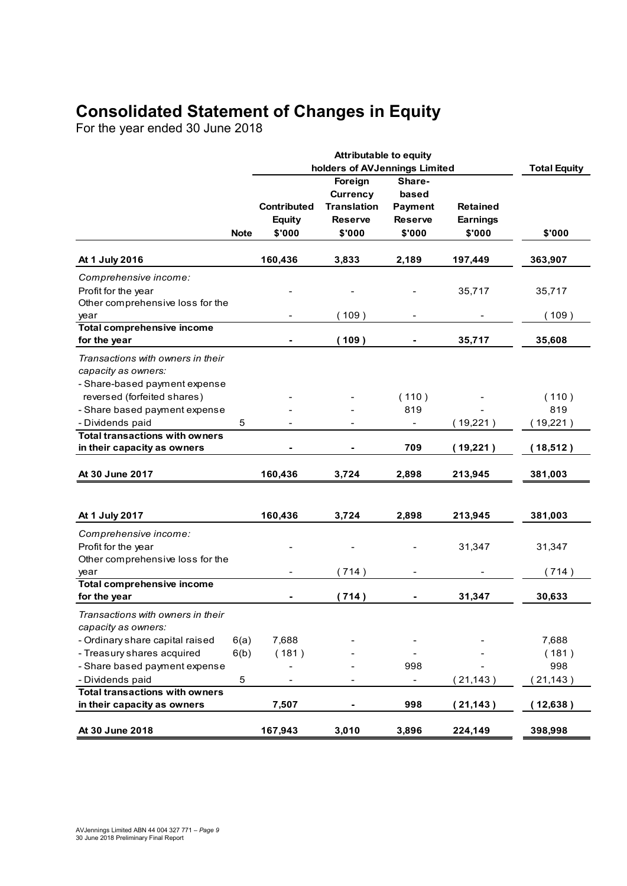# Consolidated Statement of Changes in Equity

For the year ended 30 June 2018

| | | Attributable to equity holders of AVJennings Limited | | | | Total Equity |
|---|---|---|---|---|---|---|
| | Note | Contributed Equity $'000 | Foreign Currency Translation Reserve $'000 | Share-based Payment Reserve $'000 | Retained Earnings $'000 | $'000 |
| **At 1 July 2016** | | **160,436** | **3,833** | **2,189** | **197,449** | **363,907** |
| *Comprehensive income:* | | | | | | |
| Profit for the year | | - | - | - | 35,717 | 35,717 |
| Other comprehensive loss for the year | | - | ( 109 ) | - | - | ( 109 ) |
| **Total comprehensive income for the year** | | **-** | **( 109 )** | **-** | **35,717** | **35,608** |
| *Transactions with owners in their capacity as owners:* | | | | | | |
| - Share-based payment expense reversed (forfeited shares) | | - | - | ( 110 ) | - | ( 110 ) |
| - Share based payment expense | | - | - | 819 | - | 819 |
| - Dividends paid | 5 | - | - | - | ( 19,221 ) | ( 19,221 ) |
| **Total transactions with owners in their capacity as owners** | | **-** | **-** | **709** | **( 19,221 )** | **( 18,512 )** |
| **At 30 June 2017** | | **160,436** | **3,724** | **2,898** | **213,945** | **381,003** |
| | | | | | | |
| **At 1 July 2017** | | **160,436** | **3,724** | **2,898** | **213,945** | **381,003** |
| *Comprehensive income:* | | | | | | |
| Profit for the year | | - | - | - | 31,347 | 31,347 |
| Other comprehensive loss for the year | | - | ( 714 ) | - | - | ( 714 ) |
| **Total comprehensive income for the year** | | **-** | **( 714 )** | **-** | **31,347** | **30,633** |
| *Transactions with owners in their capacity as owners:* | | | | | | |
| - Ordinary share capital raised | 6(a) | 7,688 | - | - | - | 7,688 |
| - Treasury shares acquired | 6(b) | ( 181 ) | - | - | - | ( 181 ) |
| - Share based payment expense | | - | - | 998 | - | 998 |
| - Dividends paid | 5 | - | - | - | ( 21,143 ) | ( 21,143 ) |
| **Total transactions with owners in their capacity as owners** | | **7,507** | **-** | **998** | **( 21,143 )** | **( 12,638 )** |
| **At 30 June 2018** | | **167,943** | **3,010** | **3,896** | **224,149** | **398,998** |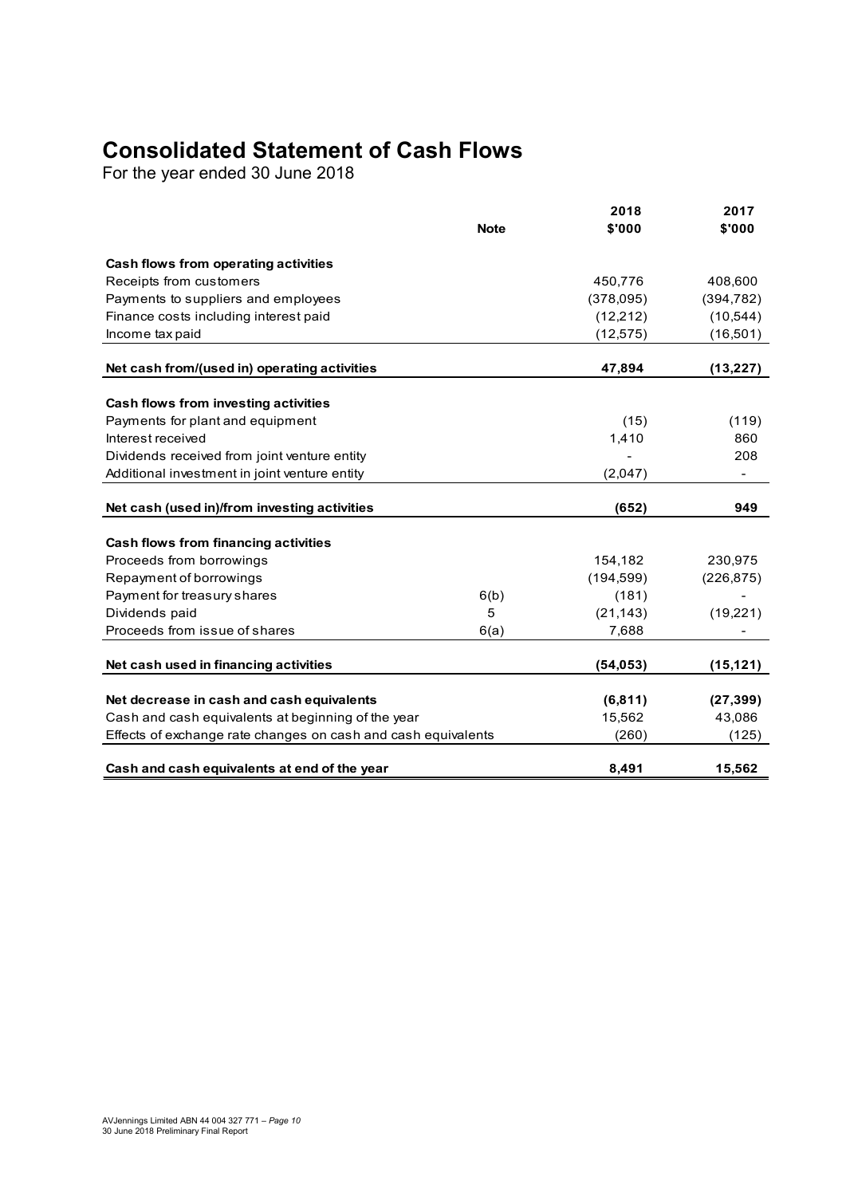# Consolidated Statement of Cash Flows

For the year ended 30 June 2018

| | Note | 2018 $'000 | 2017 $'000 |
|---|---|---|---|
| **Cash flows from operating activities** | | | |
| Receipts from customers | | 450,776 | 408,600 |
| Payments to suppliers and employees | | (378,095) | (394,782) |
| Finance costs including interest paid | | (12,212) | (10,544) |
| Income tax paid | | (12,575) | (16,501) |
| **Net cash from/(used in) operating activities** | | **47,894** | **(13,227)** |
| **Cash flows from investing activities** | | | |
| Payments for plant and equipment | | (15) | (119) |
| Interest received | | 1,410 | 860 |
| Dividends received from joint venture entity | | - | 208 |
| Additional investment in joint venture entity | | (2,047) | - |
| **Net cash (used in)/from investing activities** | | **(652)** | **949** |
| **Cash flows from financing activities** | | | |
| Proceeds from borrowings | | 154,182 | 230,975 |
| Repayment of borrowings | | (194,599) | (226,875) |
| Payment for treasury shares | 6(b) | (181) | - |
| Dividends paid | 5 | (21,143) | (19,221) |
| Proceeds from issue of shares | 6(a) | 7,688 | - |
| **Net cash used in financing activities** | | **(54,053)** | **(15,121)** |
| **Net decrease in cash and cash equivalents** | | **(6,811)** | **(27,399)** |
| Cash and cash equivalents at beginning of the year | | 15,562 | 43,086 |
| Effects of exchange rate changes on cash and cash equivalents | | (260) | (125) |
| **Cash and cash equivalents at end of the year** | | **8,491** | **15,562** |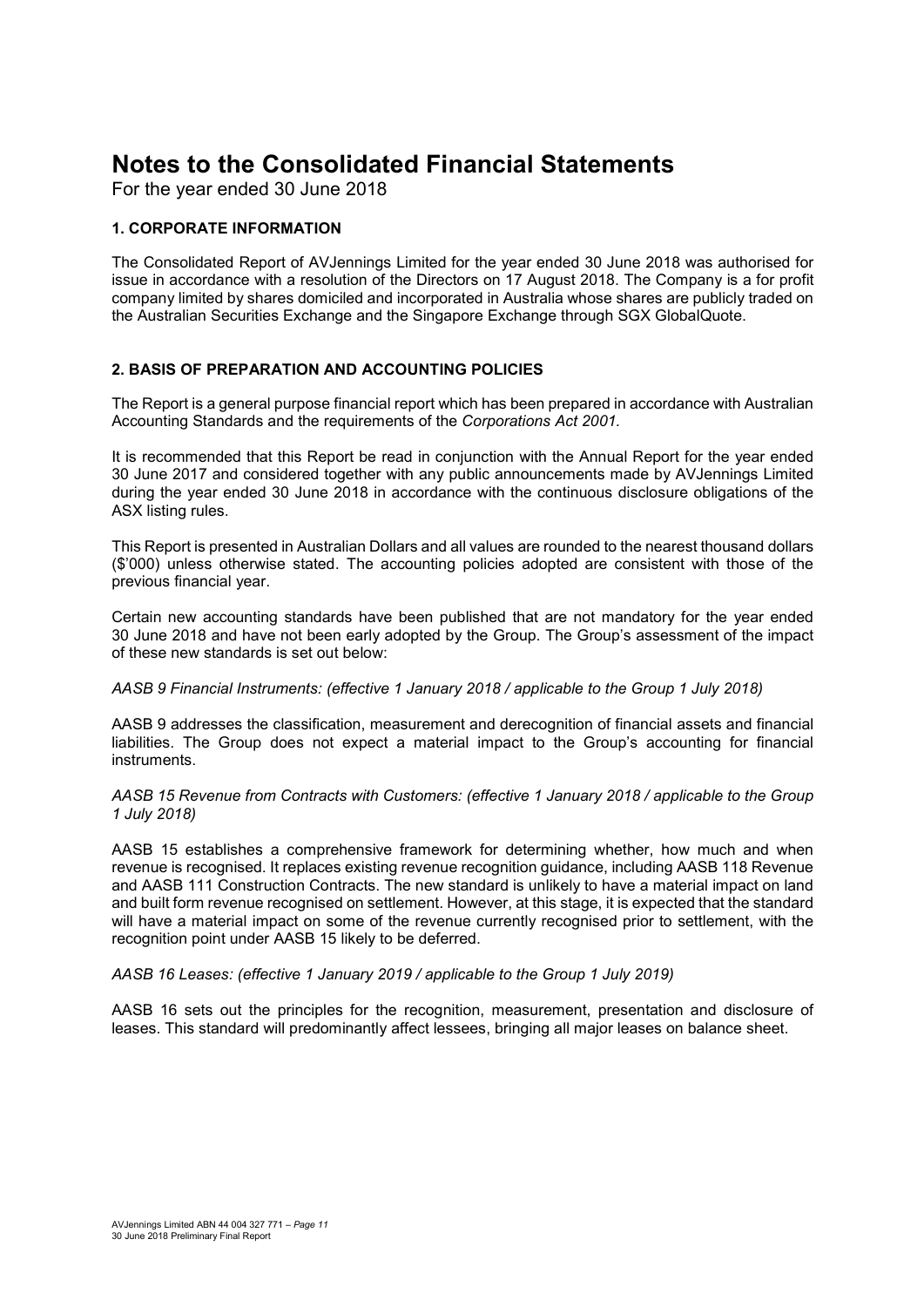# Notes to the Consolidated Financial Statements

For the year ended 30 June 2018

## 1. CORPORATE INFORMATION

The Consolidated Report of AVJennings Limited for the year ended 30 June 2018 was authorised for issue in accordance with a resolution of the Directors on 17 August 2018. The Company is a for profit company limited by shares domiciled and incorporated in Australia whose shares are publicly traded on the Australian Securities Exchange and the Singapore Exchange through SGX GlobalQuote.

## 2. BASIS OF PREPARATION AND ACCOUNTING POLICIES

The Report is a general purpose financial report which has been prepared in accordance with Australian Accounting Standards and the requirements of the *Corporations Act 2001.*

It is recommended that this Report be read in conjunction with the Annual Report for the year ended 30 June 2017 and considered together with any public announcements made by AVJennings Limited during the year ended 30 June 2018 in accordance with the continuous disclosure obligations of the ASX listing rules.

This Report is presented in Australian Dollars and all values are rounded to the nearest thousand dollars ($'000) unless otherwise stated. The accounting policies adopted are consistent with those of the previous financial year.

Certain new accounting standards have been published that are not mandatory for the year ended 30 June 2018 and have not been early adopted by the Group. The Group's assessment of the impact of these new standards is set out below:

*AASB 9 Financial Instruments: (effective 1 January 2018 / applicable to the Group 1 July 2018)*

AASB 9 addresses the classification, measurement and derecognition of financial assets and financial liabilities. The Group does not expect a material impact to the Group's accounting for financial instruments.

*AASB 15 Revenue from Contracts with Customers: (effective 1 January 2018 / applicable to the Group 1 July 2018)*

AASB 15 establishes a comprehensive framework for determining whether, how much and when revenue is recognised. It replaces existing revenue recognition guidance, including AASB 118 Revenue and AASB 111 Construction Contracts. The new standard is unlikely to have a material impact on land and built form revenue recognised on settlement. However, at this stage, it is expected that the standard will have a material impact on some of the revenue currently recognised prior to settlement, with the recognition point under AASB 15 likely to be deferred.

*AASB 16 Leases: (effective 1 January 2019 / applicable to the Group 1 July 2019)*

AASB 16 sets out the principles for the recognition, measurement, presentation and disclosure of leases. This standard will predominantly affect lessees, bringing all major leases on balance sheet.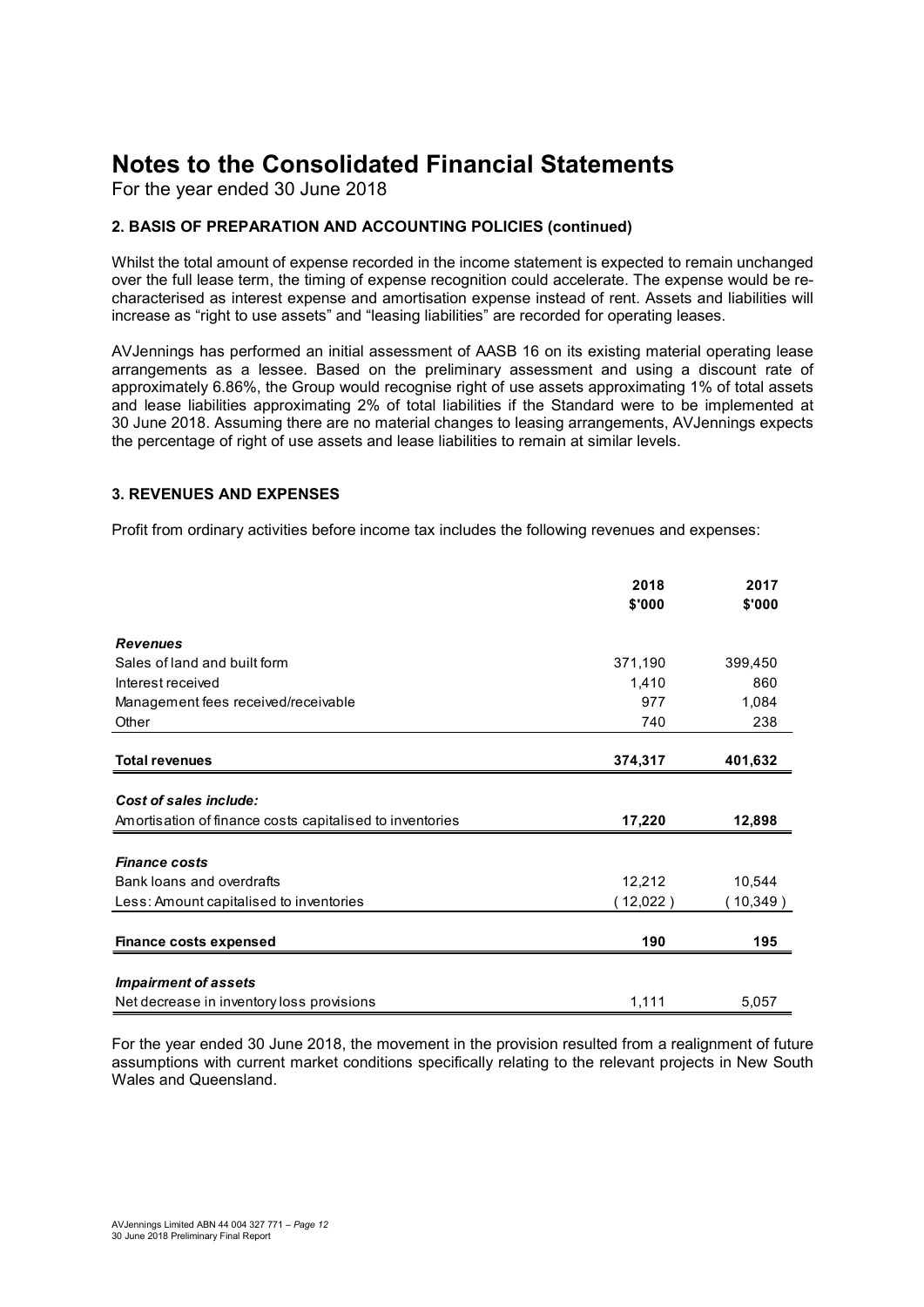# Notes to the Consolidated Financial Statements

For the year ended 30 June 2018

### 2. BASIS OF PREPARATION AND ACCOUNTING POLICIES (continued)

Whilst the total amount of expense recorded in the income statement is expected to remain unchanged over the full lease term, the timing of expense recognition could accelerate. The expense would be re-characterised as interest expense and amortisation expense instead of rent. Assets and liabilities will increase as "right to use assets" and "leasing liabilities" are recorded for operating leases.

AVJennings has performed an initial assessment of AASB 16 on its existing material operating lease arrangements as a lessee. Based on the preliminary assessment and using a discount rate of approximately 6.86%, the Group would recognise right of use assets approximating 1% of total assets and lease liabilities approximating 2% of total liabilities if the Standard were to be implemented at 30 June 2018. Assuming there are no material changes to leasing arrangements, AVJennings expects the percentage of right of use assets and lease liabilities to remain at similar levels.

### 3. REVENUES AND EXPENSES

Profit from ordinary activities before income tax includes the following revenues and expenses:

| | 2018 $'000 | 2017 $'000 |
|---|---|---|
| ***Revenues*** | | |
| Sales of land and built form | 371,190 | 399,450 |
| Interest received | 1,410 | 860 |
| Management fees received/receivable | 977 | 1,084 |
| Other | 740 | 238 |
| **Total revenues** | **374,317** | **401,632** |
| ***Cost of sales include:*** | | |
| Amortisation of finance costs capitalised to inventories | **17,220** | **12,898** |
| ***Finance costs*** | | |
| Bank loans and overdrafts | 12,212 | 10,544 |
| Less: Amount capitalised to inventories | ( 12,022 ) | ( 10,349 ) |
| **Finance costs expensed** | **190** | **195** |
| ***Impairment of assets*** | | |
| Net decrease in inventory loss provisions | 1,111 | 5,057 |

For the year ended 30 June 2018, the movement in the provision resulted from a realignment of future assumptions with current market conditions specifically relating to the relevant projects in New South Wales and Queensland.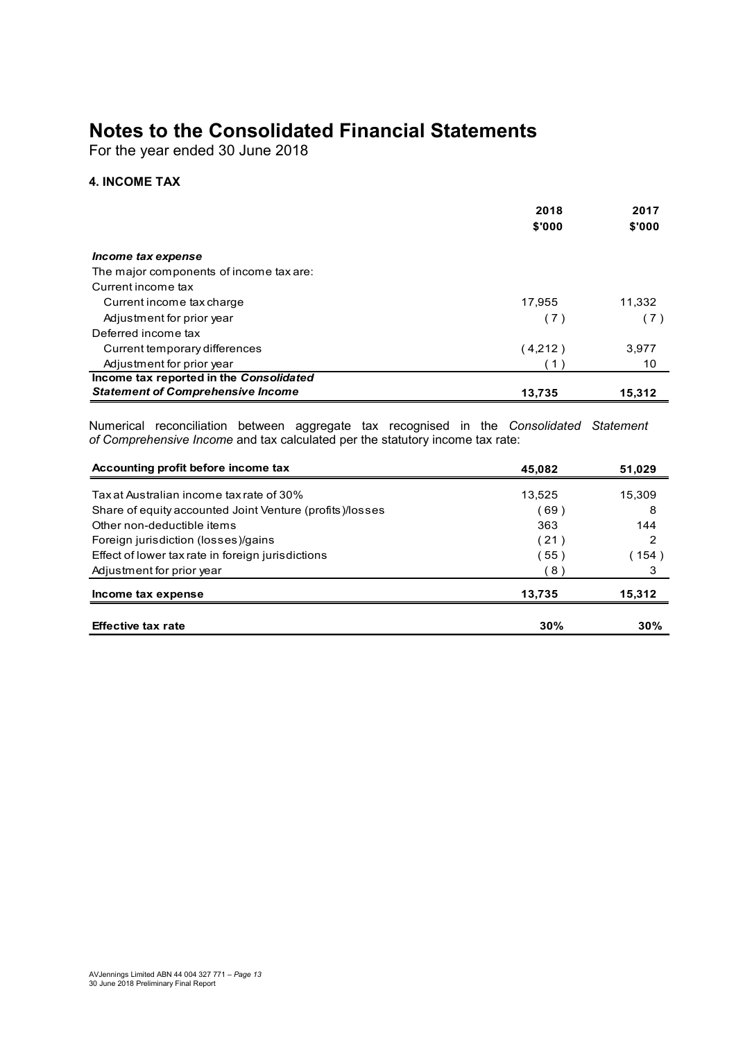# Notes to the Consolidated Financial Statements

For the year ended 30 June 2018

## 4. INCOME TAX

| | 2018 $'000 | 2017 $'000 |
|---|---|---|
| ***Income tax expense*** | | |
| The major components of income tax are: | | |
| Current income tax | | |
| Current income tax charge | 17,955 | 11,332 |
| Adjustment for prior year | ( 7 ) | ( 7 ) |
| Deferred income tax | | |
| Current temporary differences | ( 4,212 ) | 3,977 |
| Adjustment for prior year | ( 1 ) | 10 |
| **Income tax reported in the *Consolidated Statement of Comprehensive Income*** | **13,735** | **15,312** |

Numerical reconciliation between aggregate tax recognised in the *Consolidated Statement of Comprehensive Income* and tax calculated per the statutory income tax rate:

| | 2018 $'000 | 2017 $'000 |
|---|---|---|
| **Accounting profit before income tax** | **45,082** | **51,029** |
| Tax at Australian income tax rate of 30% | 13,525 | 15,309 |
| Share of equity accounted Joint Venture (profits)/losses | ( 69 ) | 8 |
| Other non-deductible items | 363 | 144 |
| Foreign jurisdiction (losses)/gains | ( 21 ) | 2 |
| Effect of lower tax rate in foreign jurisdictions | ( 55 ) | ( 154 ) |
| Adjustment for prior year | ( 8 ) | 3 |
| **Income tax expense** | **13,735** | **15,312** |
| **Effective tax rate** | **30%** | **30%** |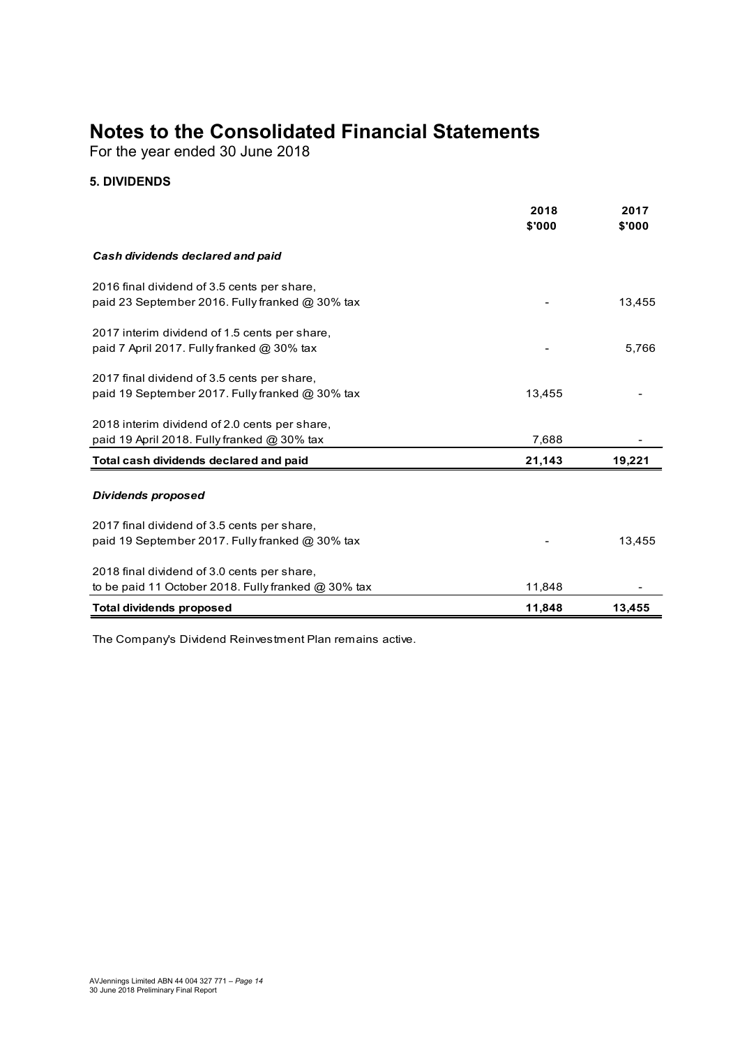# Notes to the Consolidated Financial Statements

For the year ended 30 June 2018

### 5. DIVIDENDS

| | 2018<br>$'000 | 2017<br>$'000 |
|---|---|---|
| ***Cash dividends declared and paid*** | | |
| 2016 final dividend of 3.5 cents per share, paid 23 September 2016. Fully franked @ 30% tax | - | 13,455 |
| 2017 interim dividend of 1.5 cents per share, paid 7 April 2017. Fully franked @ 30% tax | - | 5,766 |
| 2017 final dividend of 3.5 cents per share, paid 19 September 2017. Fully franked @ 30% tax | 13,455 | - |
| 2018 interim dividend of 2.0 cents per share, paid 19 April 2018. Fully franked @ 30% tax | 7,688 | - |
| **Total cash dividends declared and paid** | **21,143** | **19,221** |
| ***Dividends proposed*** | | |
| 2017 final dividend of 3.5 cents per share, paid 19 September 2017. Fully franked @ 30% tax | - | 13,455 |
| 2018 final dividend of 3.0 cents per share, to be paid 11 October 2018. Fully franked @ 30% tax | 11,848 | - |
| **Total dividends proposed** | **11,848** | **13,455** |

The Company's Dividend Reinvestment Plan remains active.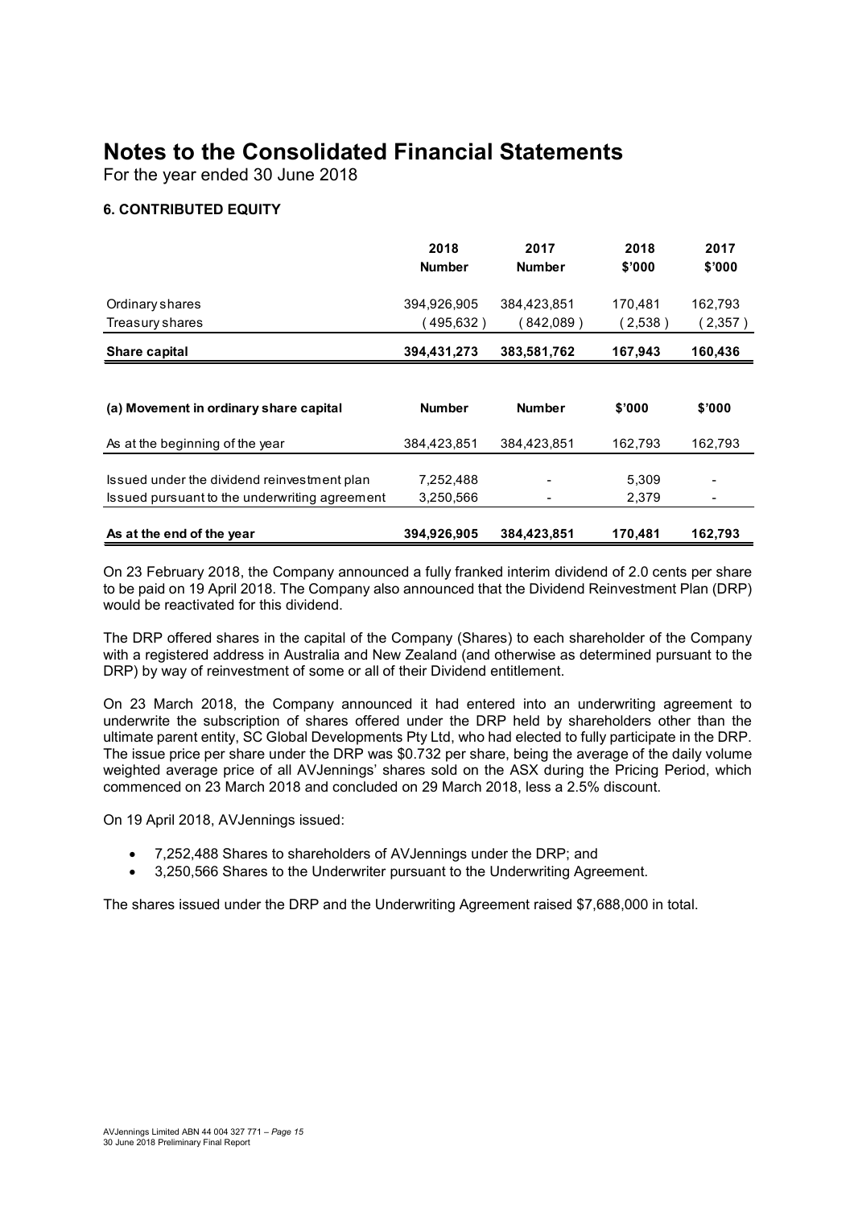# Notes to the Consolidated Financial Statements

For the year ended 30 June 2018

### 6. CONTRIBUTED EQUITY

| | 2018 Number | 2017 Number | 2018 $'000 | 2017 $'000 |
|---|---|---|---|---|
| Ordinary shares | 394,926,905 | 384,423,851 | 170,481 | 162,793 |
| Treasury shares | ( 495,632 ) | ( 842,089 ) | ( 2,538 ) | ( 2,357 ) |
| **Share capital** | **394,431,273** | **383,581,762** | **167,943** | **160,436** |

| (a) Movement in ordinary share capital | Number | Number | $'000 | $'000 |
|---|---|---|---|---|
| As at the beginning of the year | 384,423,851 | 384,423,851 | 162,793 | 162,793 |
| Issued under the dividend reinvestment plan | 7,252,488 | - | 5,309 | - |
| Issued pursuant to the underwriting agreement | 3,250,566 | - | 2,379 | - |
| **As at the end of the year** | **394,926,905** | **384,423,851** | **170,481** | **162,793** |

On 23 February 2018, the Company announced a fully franked interim dividend of 2.0 cents per share to be paid on 19 April 2018. The Company also announced that the Dividend Reinvestment Plan (DRP) would be reactivated for this dividend.

The DRP offered shares in the capital of the Company (Shares) to each shareholder of the Company with a registered address in Australia and New Zealand (and otherwise as determined pursuant to the DRP) by way of reinvestment of some or all of their Dividend entitlement.

On 23 March 2018, the Company announced it had entered into an underwriting agreement to underwrite the subscription of shares offered under the DRP held by shareholders other than the ultimate parent entity, SC Global Developments Pty Ltd, who had elected to fully participate in the DRP. The issue price per share under the DRP was $0.732 per share, being the average of the daily volume weighted average price of all AVJennings' shares sold on the ASX during the Pricing Period, which commenced on 23 March 2018 and concluded on 29 March 2018, less a 2.5% discount.

On 19 April 2018, AVJennings issued:

- 7,252,488 Shares to shareholders of AVJennings under the DRP; and
- 3,250,566 Shares to the Underwriter pursuant to the Underwriting Agreement.

The shares issued under the DRP and the Underwriting Agreement raised $7,688,000 in total.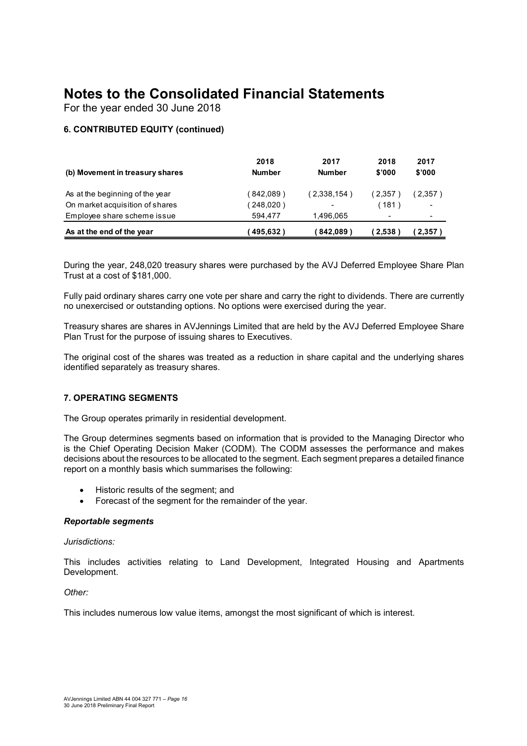# Notes to the Consolidated Financial Statements

For the year ended 30 June 2018

### 6. CONTRIBUTED EQUITY (continued)

| (b) Movement in treasury shares | 2018 Number | 2017 Number | 2018 \$'000 | 2017 \$'000 |
|---|---|---|---|---|
| As at the beginning of the year | ( 842,089 ) | ( 2,338,154 ) | ( 2,357 ) | ( 2,357 ) |
| On market acquisition of shares | ( 248,020 ) | - | ( 181 ) | - |
| Employee share scheme issue | 594,477 | 1,496,065 | - | - |
| **As at the end of the year** | **( 495,632 )** | **( 842,089 )** | **( 2,538 )** | **( 2,357 )** |

During the year, 248,020 treasury shares were purchased by the AVJ Deferred Employee Share Plan Trust at a cost of \$181,000.

Fully paid ordinary shares carry one vote per share and carry the right to dividends. There are currently no unexercised or outstanding options. No options were exercised during the year.

Treasury shares are shares in AVJennings Limited that are held by the AVJ Deferred Employee Share Plan Trust for the purpose of issuing shares to Executives.

The original cost of the shares was treated as a reduction in share capital and the underlying shares identified separately as treasury shares.

### 7. OPERATING SEGMENTS

The Group operates primarily in residential development.

The Group determines segments based on information that is provided to the Managing Director who is the Chief Operating Decision Maker (CODM). The CODM assesses the performance and makes decisions about the resources to be allocated to the segment. Each segment prepares a detailed finance report on a monthly basis which summarises the following:

- Historic results of the segment; and
- Forecast of the segment for the remainder of the year.

***Reportable segments***

*Jurisdictions:*

This includes activities relating to Land Development, Integrated Housing and Apartments Development.

*Other:*

This includes numerous low value items, amongst the most significant of which is interest.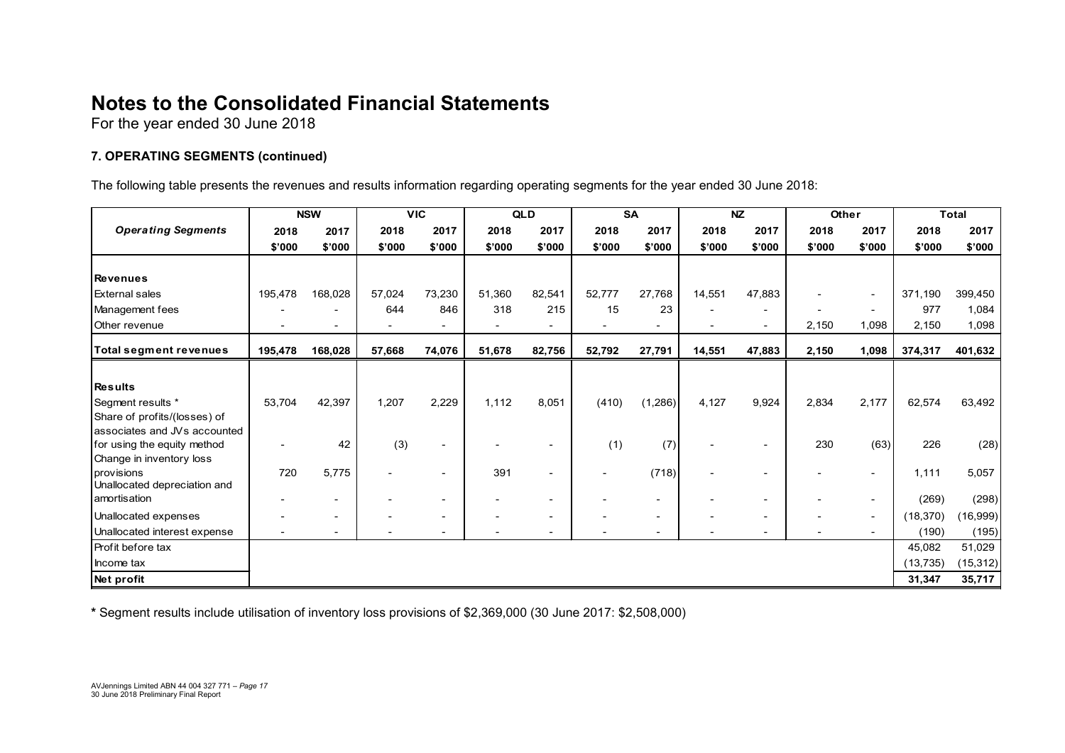# Notes to the Consolidated Financial Statements

For the year ended 30 June 2018

### 7. OPERATING SEGMENTS (continued)

The following table presents the revenues and results information regarding operating segments for the year ended 30 June 2018:

| | NSW | | VIC | | QLD | | SA | | NZ | | Other | | Total | |
|---|---|---|---|---|---|---|---|---|---|---|---|---|---|---|
| ***Operating Segments*** | **2018** | **2017** | **2018** | **2017** | **2018** | **2017** | **2018** | **2017** | **2018** | **2017** | **2018** | **2017** | **2018** | **2017** |
| | **\$'000** | **\$'000** | **\$'000** | **\$'000** | **\$'000** | **\$'000** | **\$'000** | **\$'000** | **\$'000** | **\$'000** | **\$'000** | **\$'000** | **\$'000** | **\$'000** |
| **Revenues** | | | | | | | | | | | | | | |
| External sales | 195,478 | 168,028 | 57,024 | 73,230 | 51,360 | 82,541 | 52,777 | 27,768 | 14,551 | 47,883 | - | - | 371,190 | 399,450 |
| Management fees | - | - | 644 | 846 | 318 | 215 | 15 | 23 | - | - | - | - | 977 | 1,084 |
| Other revenue | - | - | - | - | - | - | - | - | - | - | 2,150 | 1,098 | 2,150 | 1,098 |
| **Total segment revenues** | **195,478** | **168,028** | **57,668** | **74,076** | **51,678** | **82,756** | **52,792** | **27,791** | **14,551** | **47,883** | **2,150** | **1,098** | **374,317** | **401,632** |
| **Results** | | | | | | | | | | | | | | |
| Segment results * | 53,704 | 42,397 | 1,207 | 2,229 | 1,112 | 8,051 | (410) | (1,286) | 4,127 | 9,924 | 2,834 | 2,177 | 62,574 | 63,492 |
| Share of profits/(losses) of associates and JVs accounted for using the equity method | - | 42 | (3) | - | - | - | (1) | (7) | - | - | 230 | (63) | 226 | (28) |
| Change in inventory loss provisions | 720 | 5,775 | - | - | 391 | - | - | (718) | - | - | - | - | 1,111 | 5,057 |
| Unallocated depreciation and amortisation | - | - | - | - | - | - | - | - | - | - | - | - | (269) | (298) |
| Unallocated expenses | - | - | - | - | - | - | - | - | - | - | - | - | (18,370) | (16,999) |
| Unallocated interest expense | - | - | - | - | - | - | - | - | - | - | - | - | (190) | (195) |
| Profit before tax | | | | | | | | | | | | | 45,082 | 51,029 |
| Income tax | | | | | | | | | | | | | (13,735) | (15,312) |
| **Net profit** | | | | | | | | | | | | | **31,347** | **35,717** |

**\*** Segment results include utilisation of inventory loss provisions of \$2,369,000 (30 June 2017: \$2,508,000)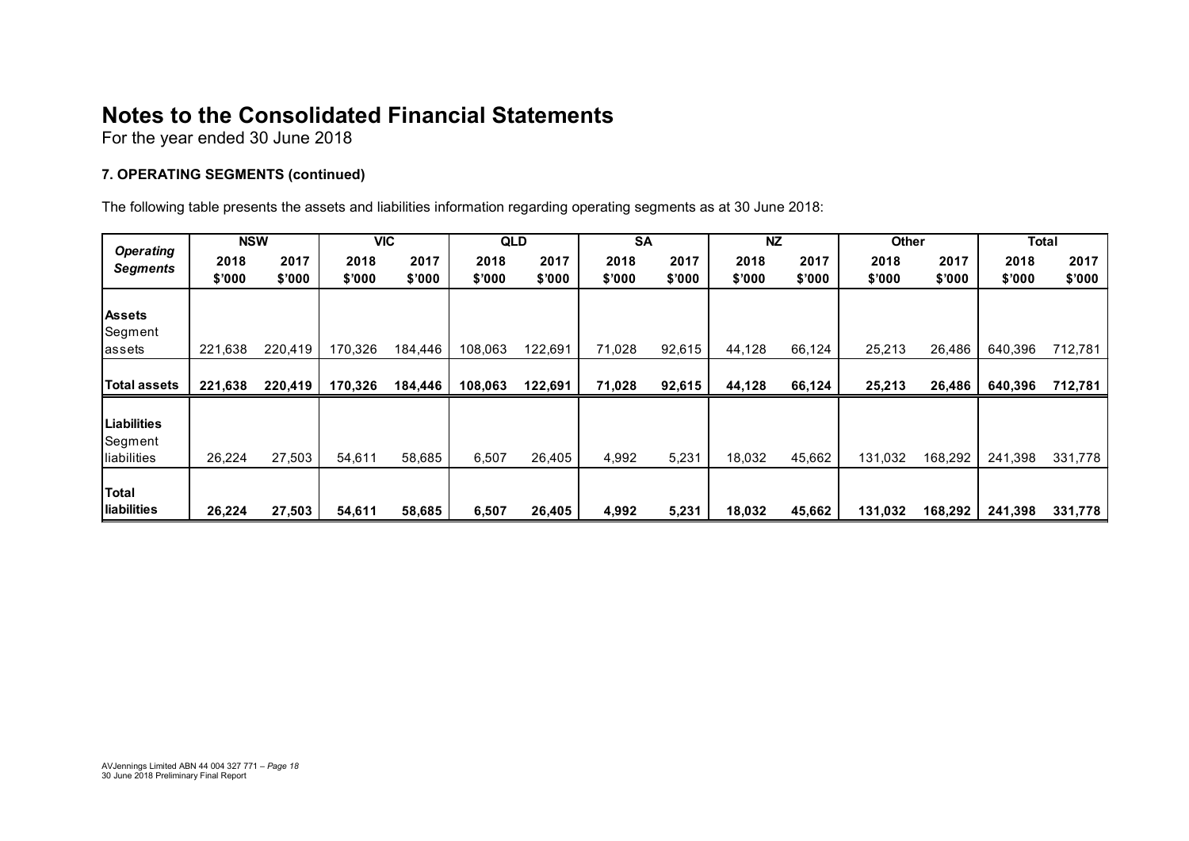# Notes to the Consolidated Financial Statements

For the year ended 30 June 2018

### 7. OPERATING SEGMENTS (continued)

The following table presents the assets and liabilities information regarding operating segments as at 30 June 2018:

| Operating Segments | NSW | | VIC | | QLD | | SA | | NZ | | Other | | Total | |
|---|---|---|---|---|---|---|---|---|---|---|---|---|---|---|
| | 2018 $'000 | 2017 $'000 | 2018 $'000 | 2017 $'000 | 2018 $'000 | 2017 $'000 | 2018 $'000 | 2017 $'000 | 2018 $'000 | 2017 $'000 | 2018 $'000 | 2017 $'000 | 2018 $'000 | 2017 $'000 |
| **Assets** | | | | | | | | | | | | | | |
| Segment assets | 221,638 | 220,419 | 170,326 | 184,446 | 108,063 | 122,691 | 71,028 | 92,615 | 44,128 | 66,124 | 25,213 | 26,486 | 640,396 | 712,781 |
| **Total assets** | **221,638** | **220,419** | **170,326** | **184,446** | **108,063** | **122,691** | **71,028** | **92,615** | **44,128** | **66,124** | **25,213** | **26,486** | **640,396** | **712,781** |
| **Liabilities** | | | | | | | | | | | | | | |
| Segment liabilities | 26,224 | 27,503 | 54,611 | 58,685 | 6,507 | 26,405 | 4,992 | 5,231 | 18,032 | 45,662 | 131,032 | 168,292 | 241,398 | 331,778 |
| **Total liabilities** | **26,224** | **27,503** | **54,611** | **58,685** | **6,507** | **26,405** | **4,992** | **5,231** | **18,032** | **45,662** | **131,032** | **168,292** | **241,398** | **331,778** |

AVJennings Limited ABN 44 004 327 771 – *Page 18*
30 June 2018 Preliminary Final Report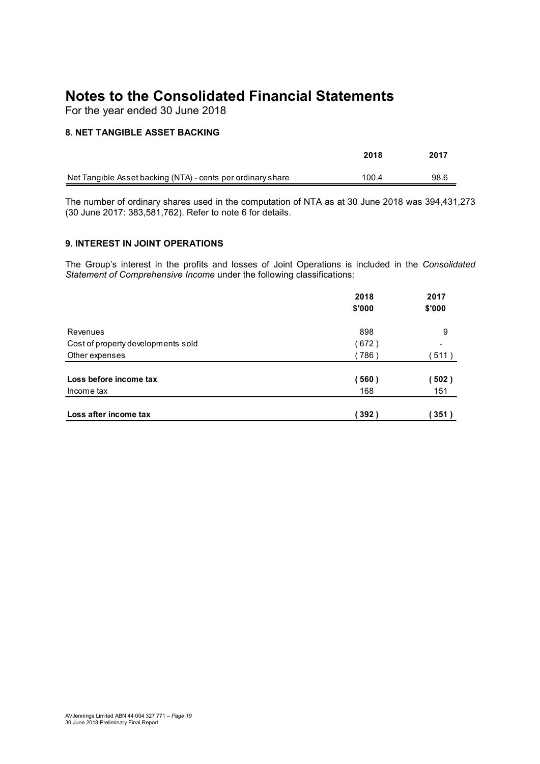# Notes to the Consolidated Financial Statements

For the year ended 30 June 2018

## 8. NET TANGIBLE ASSET BACKING

| | 2018 | 2017 |
|---|---|---|
| Net Tangible Asset backing (NTA) - cents per ordinary share | 100.4 | 98.6 |

The number of ordinary shares used in the computation of NTA as at 30 June 2018 was 394,431,273 (30 June 2017: 383,581,762). Refer to note 6 for details.

## 9. INTEREST IN JOINT OPERATIONS

The Group's interest in the profits and losses of Joint Operations is included in the *Consolidated Statement of Comprehensive Income* under the following classifications:

| | 2018 \$'000 | 2017 \$'000 |
|---|---|---|
| Revenues | 898 | 9 |
| Cost of property developments sold | ( 672 ) | - |
| Other expenses | ( 786 ) | ( 511 ) |
| **Loss before income tax** | **( 560 )** | **( 502 )** |
| Income tax | 168 | 151 |
| **Loss after income tax** | **( 392 )** | **( 351 )** |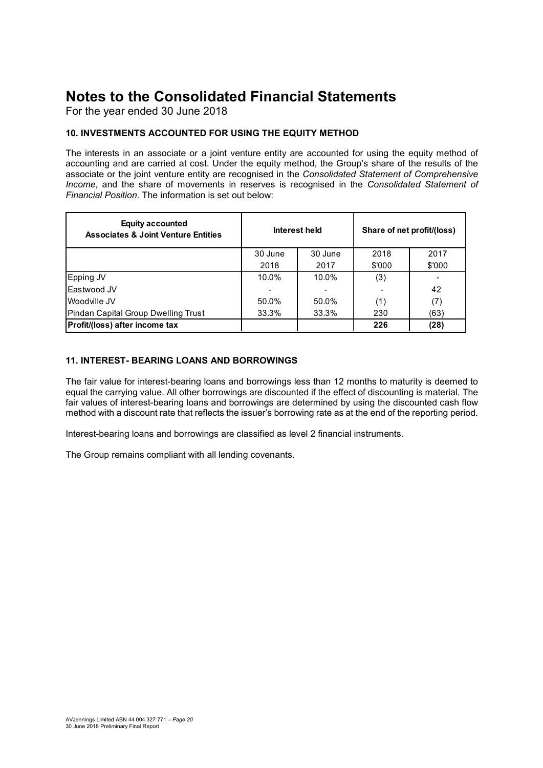# Notes to the Consolidated Financial Statements

For the year ended 30 June 2018

### 10. INVESTMENTS ACCOUNTED FOR USING THE EQUITY METHOD

The interests in an associate or a joint venture entity are accounted for using the equity method of accounting and are carried at cost. Under the equity method, the Group's share of the results of the associate or the joint venture entity are recognised in the *Consolidated Statement of Comprehensive Income*, and the share of movements in reserves is recognised in the *Consolidated Statement of Financial Position*. The information is set out below:

| **Equity accounted Associates & Joint Venture Entities** | **Interest held** | | **Share of net profit/(loss)** | |
|---|---|---|---|---|
| | 30 June 2018 | 30 June 2017 | 2018 $'000 | 2017 $'000 |
| Epping JV | 10.0% | 10.0% | (3) | - |
| Eastwood JV | - | - | - | 42 |
| Woodville JV | 50.0% | 50.0% | (1) | (7) |
| Pindan Capital Group Dwelling Trust | 33.3% | 33.3% | 230 | (63) |
| **Profit/(loss) after income tax** | | | **226** | **(28)** |

### 11. INTEREST- BEARING LOANS AND BORROWINGS

The fair value for interest-bearing loans and borrowings less than 12 months to maturity is deemed to equal the carrying value. All other borrowings are discounted if the effect of discounting is material. The fair values of interest-bearing loans and borrowings are determined by using the discounted cash flow method with a discount rate that reflects the issuer's borrowing rate as at the end of the reporting period.

Interest-bearing loans and borrowings are classified as level 2 financial instruments.

The Group remains compliant with all lending covenants.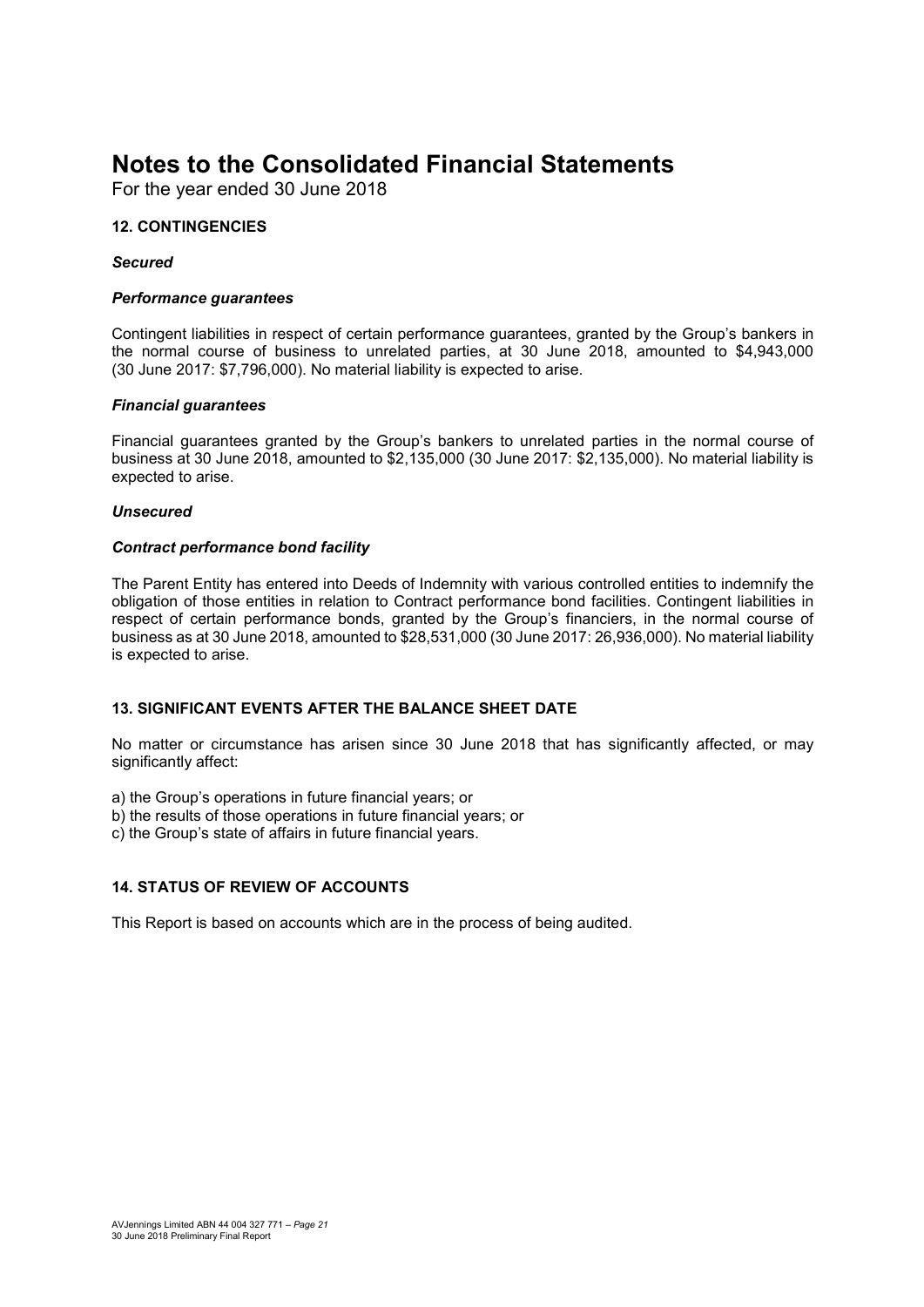# Notes to the Consolidated Financial Statements

For the year ended 30 June 2018

### 12. CONTINGENCIES

***Secured***

***Performance guarantees***

Contingent liabilities in respect of certain performance guarantees, granted by the Group's bankers in the normal course of business to unrelated parties, at 30 June 2018, amounted to $4,943,000 (30 June 2017: $7,796,000). No material liability is expected to arise.

***Financial guarantees***

Financial guarantees granted by the Group's bankers to unrelated parties in the normal course of business at 30 June 2018, amounted to $2,135,000 (30 June 2017: $2,135,000). No material liability is expected to arise.

***Unsecured***

***Contract performance bond facility***

The Parent Entity has entered into Deeds of Indemnity with various controlled entities to indemnify the obligation of those entities in relation to Contract performance bond facilities. Contingent liabilities in respect of certain performance bonds, granted by the Group's financiers, in the normal course of business as at 30 June 2018, amounted to $28,531,000 (30 June 2017: 26,936,000). No material liability is expected to arise.

### 13. SIGNIFICANT EVENTS AFTER THE BALANCE SHEET DATE

No matter or circumstance has arisen since 30 June 2018 that has significantly affected, or may significantly affect:

a) the Group's operations in future financial years; or
b) the results of those operations in future financial years; or
c) the Group's state of affairs in future financial years.

### 14. STATUS OF REVIEW OF ACCOUNTS

This Report is based on accounts which are in the process of being audited.